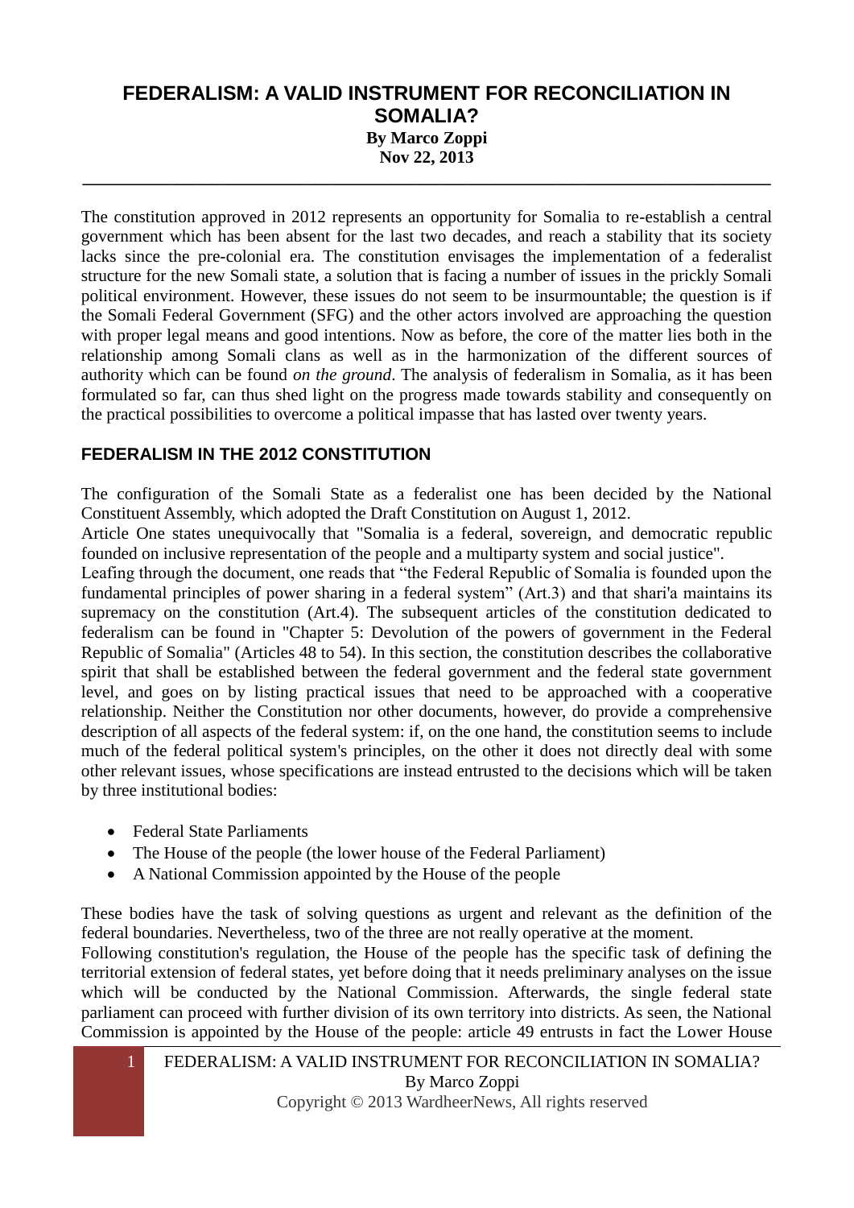# FEDERALISM: A VALID INSTRUMENT FOR RECONCILIATION IN SOMALIA?

**By Marco Zoppi**
**Nov 22, 2013**

---

The constitution approved in 2012 represents an opportunity for Somalia to re-establish a central government which has been absent for the last two decades, and reach a stability that its society lacks since the pre-colonial era. The constitution envisages the implementation of a federalist structure for the new Somali state, a solution that is facing a number of issues in the prickly Somali political environment. However, these issues do not seem to be insurmountable; the question is if the Somali Federal Government (SFG) and the other actors involved are approaching the question with proper legal means and good intentions. Now as before, the core of the matter lies both in the relationship among Somali clans as well as in the harmonization of the different sources of authority which can be found *on the ground*. The analysis of federalism in Somalia, as it has been formulated so far, can thus shed light on the progress made towards stability and consequently on the practical possibilities to overcome a political impasse that has lasted over twenty years.

## FEDERALISM IN THE 2012 CONSTITUTION

The configuration of the Somali State as a federalist one has been decided by the National Constituent Assembly, which adopted the Draft Constitution on August 1, 2012.
Article One states unequivocally that "Somalia is a federal, sovereign, and democratic republic founded on inclusive representation of the people and a multiparty system and social justice".
Leafing through the document, one reads that "the Federal Republic of Somalia is founded upon the fundamental principles of power sharing in a federal system" (Art.3) and that shari'a maintains its supremacy on the constitution (Art.4). The subsequent articles of the constitution dedicated to federalism can be found in "Chapter 5: Devolution of the powers of government in the Federal Republic of Somalia" (Articles 48 to 54). In this section, the constitution describes the collaborative spirit that shall be established between the federal government and the federal state government level, and goes on by listing practical issues that need to be approached with a cooperative relationship. Neither the Constitution nor other documents, however, do provide a comprehensive description of all aspects of the federal system: if, on the one hand, the constitution seems to include much of the federal political system's principles, on the other it does not directly deal with some other relevant issues, whose specifications are instead entrusted to the decisions which will be taken by three institutional bodies:

- Federal State Parliaments
- The House of the people (the lower house of the Federal Parliament)
- A National Commission appointed by the House of the people

These bodies have the task of solving questions as urgent and relevant as the definition of the federal boundaries. Nevertheless, two of the three are not really operative at the moment.
Following constitution's regulation, the House of the people has the specific task of defining the territorial extension of federal states, yet before doing that it needs preliminary analyses on the issue which will be conducted by the National Commission. Afterwards, the single federal state parliament can proceed with further division of its own territory into districts. As seen, the National Commission is appointed by the House of the people: article 49 entrusts in fact the Lower House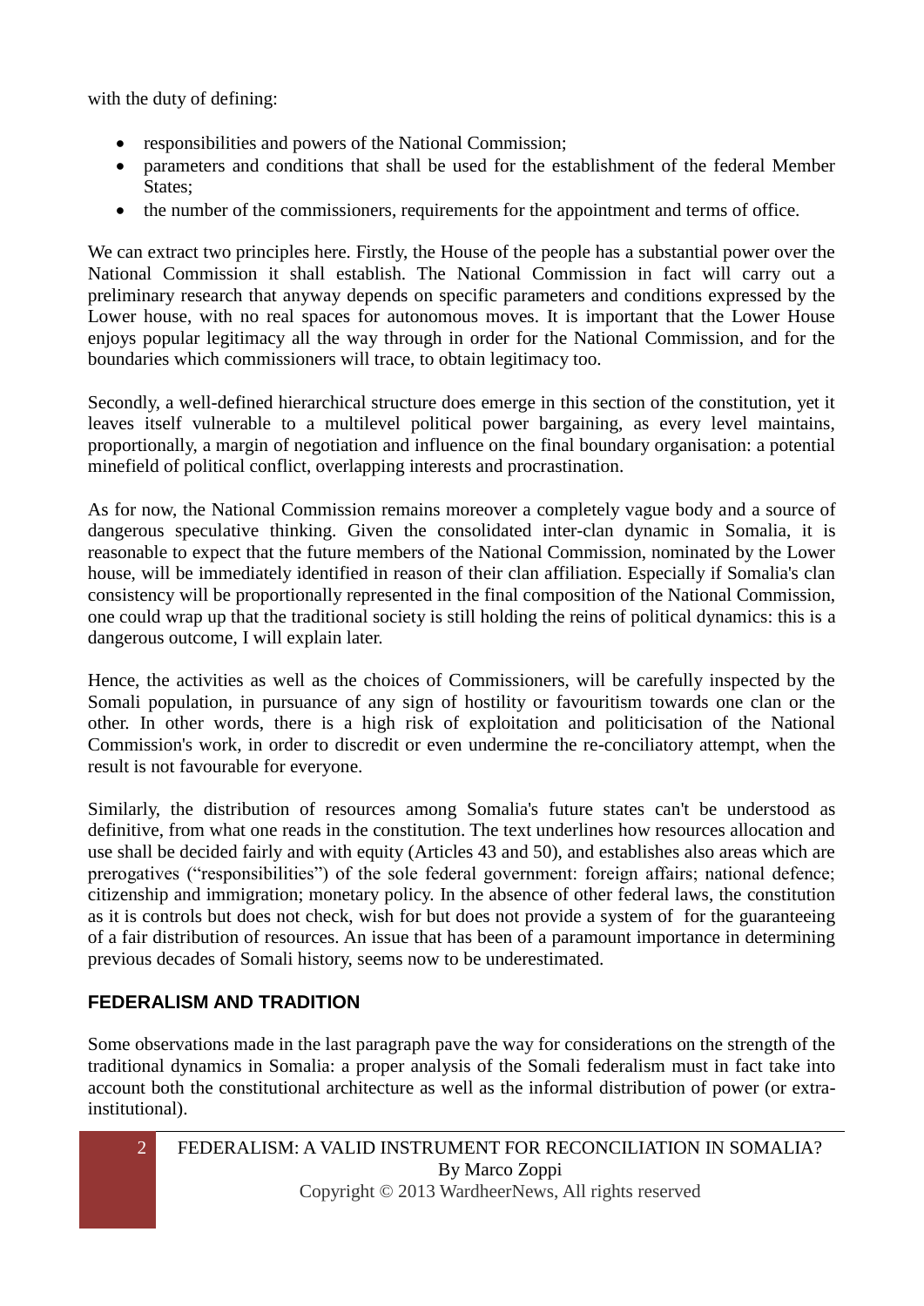with the duty of defining:

- responsibilities and powers of the National Commission;
- parameters and conditions that shall be used for the establishment of the federal Member States;
- the number of the commissioners, requirements for the appointment and terms of office.

We can extract two principles here. Firstly, the House of the people has a substantial power over the National Commission it shall establish. The National Commission in fact will carry out a preliminary research that anyway depends on specific parameters and conditions expressed by the Lower house, with no real spaces for autonomous moves. It is important that the Lower House enjoys popular legitimacy all the way through in order for the National Commission, and for the boundaries which commissioners will trace, to obtain legitimacy too.

Secondly, a well-defined hierarchical structure does emerge in this section of the constitution, yet it leaves itself vulnerable to a multilevel political power bargaining, as every level maintains, proportionally, a margin of negotiation and influence on the final boundary organisation: a potential minefield of political conflict, overlapping interests and procrastination.

As for now, the National Commission remains moreover a completely vague body and a source of dangerous speculative thinking. Given the consolidated inter-clan dynamic in Somalia, it is reasonable to expect that the future members of the National Commission, nominated by the Lower house, will be immediately identified in reason of their clan affiliation. Especially if Somalia's clan consistency will be proportionally represented in the final composition of the National Commission, one could wrap up that the traditional society is still holding the reins of political dynamics: this is a dangerous outcome, I will explain later.

Hence, the activities as well as the choices of Commissioners, will be carefully inspected by the Somali population, in pursuance of any sign of hostility or favouritism towards one clan or the other. In other words, there is a high risk of exploitation and politicisation of the National Commission's work, in order to discredit or even undermine the re-conciliatory attempt, when the result is not favourable for everyone.

Similarly, the distribution of resources among Somalia's future states can't be understood as definitive, from what one reads in the constitution. The text underlines how resources allocation and use shall be decided fairly and with equity (Articles 43 and 50), and establishes also areas which are prerogatives ("responsibilities") of the sole federal government: foreign affairs; national defence; citizenship and immigration; monetary policy. In the absence of other federal laws, the constitution as it is controls but does not check, wish for but does not provide a system of for the guaranteeing of a fair distribution of resources. An issue that has been of a paramount importance in determining previous decades of Somali history, seems now to be underestimated.

## FEDERALISM AND TRADITION

Some observations made in the last paragraph pave the way for considerations on the strength of the traditional dynamics in Somalia: a proper analysis of the Somali federalism must in fact take into account both the constitutional architecture as well as the informal distribution of power (or extra-institutional).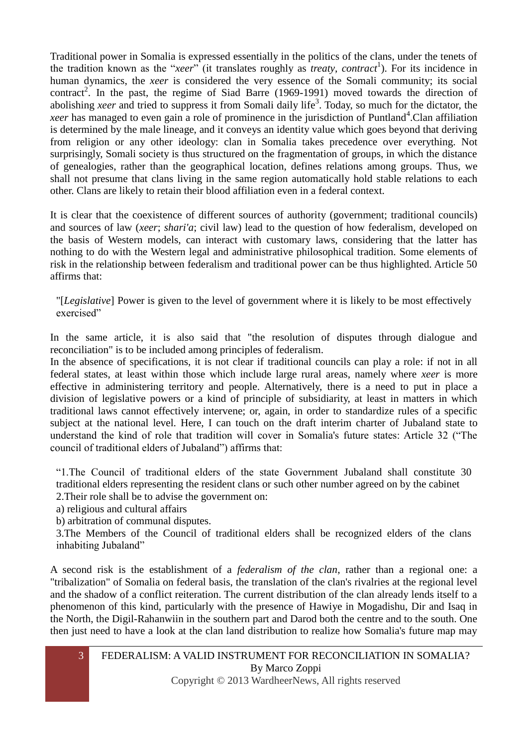Traditional power in Somalia is expressed essentially in the politics of the clans, under the tenets of the tradition known as the "*xeer*" (it translates roughly as *treaty*, *contract*[1]). For its incidence in human dynamics, the *xeer* is considered the very essence of the Somali community; its social contract[2]. In the past, the regime of Siad Barre (1969-1991) moved towards the direction of abolishing *xeer* and tried to suppress it from Somali daily life[3]. Today, so much for the dictator, the *xeer* has managed to even gain a role of prominence in the jurisdiction of Puntland[4].Clan affiliation is determined by the male lineage, and it conveys an identity value which goes beyond that deriving from religion or any other ideology: clan in Somalia takes precedence over everything. Not surprisingly, Somali society is thus structured on the fragmentation of groups, in which the distance of genealogies, rather than the geographical location, defines relations among groups. Thus, we shall not presume that clans living in the same region automatically hold stable relations to each other. Clans are likely to retain their blood affiliation even in a federal context.

It is clear that the coexistence of different sources of authority (government; traditional councils) and sources of law (*xeer*; *shari'a*; civil law) lead to the question of how federalism, developed on the basis of Western models, can interact with customary laws, considering that the latter has nothing to do with the Western legal and administrative philosophical tradition. Some elements of risk in the relationship between federalism and traditional power can be thus highlighted. Article 50 affirms that:

> "[*Legislative*] Power is given to the level of government where it is likely to be most effectively exercised"

In the same article, it is also said that "the resolution of disputes through dialogue and reconciliation" is to be included among principles of federalism.
In the absence of specifications, it is not clear if traditional councils can play a role: if not in all federal states, at least within those which include large rural areas, namely where *xeer* is more effective in administering territory and people. Alternatively, there is a need to put in place a division of legislative powers or a kind of principle of subsidiarity, at least in matters in which traditional laws cannot effectively intervene; or, again, in order to standardize rules of a specific subject at the national level. Here, I can touch on the draft interim charter of Jubaland state to understand the kind of role that tradition will cover in Somalia's future states: Article 32 ("The council of traditional elders of Jubaland") affirms that:

> "1.The Council of traditional elders of the state Government Jubaland shall constitute 30 traditional elders representing the resident clans or such other number agreed on by the cabinet
> 2.Their role shall be to advise the government on:
> a) religious and cultural affairs
> b) arbitration of communal disputes.
> 3.The Members of the Council of traditional elders shall be recognized elders of the clans inhabiting Jubaland"

A second risk is the establishment of a *federalism of the clan*, rather than a regional one: a "tribalization" of Somalia on federal basis, the translation of the clan's rivalries at the regional level and the shadow of a conflict reiteration. The current distribution of the clan already lends itself to a phenomenon of this kind, particularly with the presence of Hawiye in Mogadishu, Dir and Isaq in the North, the Digil-Rahanwiin in the southern part and Darod both the centre and to the south. One then just need to have a look at the clan land distribution to realize how Somalia's future map may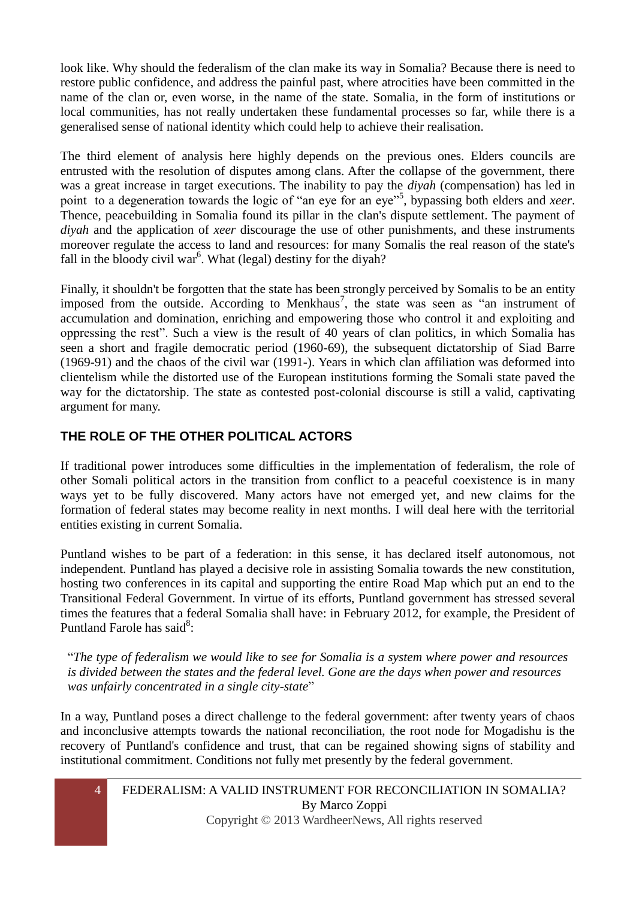look like. Why should the federalism of the clan make its way in Somalia? Because there is need to restore public confidence, and address the painful past, where atrocities have been committed in the name of the clan or, even worse, in the name of the state. Somalia, in the form of institutions or local communities, has not really undertaken these fundamental processes so far, while there is a generalised sense of national identity which could help to achieve their realisation.

The third element of analysis here highly depends on the previous ones. Elders councils are entrusted with the resolution of disputes among clans. After the collapse of the government, there was a great increase in target executions. The inability to pay the *diyah* (compensation) has led in point to a degeneration towards the logic of "an eye for an eye"[5], bypassing both elders and *xeer*. Thence, peacebuilding in Somalia found its pillar in the clan's dispute settlement. The payment of *diyah* and the application of *xeer* discourage the use of other punishments, and these instruments moreover regulate the access to land and resources: for many Somalis the real reason of the state's fall in the bloody civil war[6]. What (legal) destiny for the diyah?

Finally, it shouldn't be forgotten that the state has been strongly perceived by Somalis to be an entity imposed from the outside. According to Menkhaus[7], the state was seen as "an instrument of accumulation and domination, enriching and empowering those who control it and exploiting and oppressing the rest". Such a view is the result of 40 years of clan politics, in which Somalia has seen a short and fragile democratic period (1960-69), the subsequent dictatorship of Siad Barre (1969-91) and the chaos of the civil war (1991-). Years in which clan affiliation was deformed into clientelism while the distorted use of the European institutions forming the Somali state paved the way for the dictatorship. The state as contested post-colonial discourse is still a valid, captivating argument for many.

## THE ROLE OF THE OTHER POLITICAL ACTORS

If traditional power introduces some difficulties in the implementation of federalism, the role of other Somali political actors in the transition from conflict to a peaceful coexistence is in many ways yet to be fully discovered. Many actors have not emerged yet, and new claims for the formation of federal states may become reality in next months. I will deal here with the territorial entities existing in current Somalia.

Puntland wishes to be part of a federation: in this sense, it has declared itself autonomous, not independent. Puntland has played a decisive role in assisting Somalia towards the new constitution, hosting two conferences in its capital and supporting the entire Road Map which put an end to the Transitional Federal Government. In virtue of its efforts, Puntland government has stressed several times the features that a federal Somalia shall have: in February 2012, for example, the President of Puntland Farole has said[8]:

> "*The type of federalism we would like to see for Somalia is a system where power and resources is divided between the states and the federal level. Gone are the days when power and resources was unfairly concentrated in a single city-state*"

In a way, Puntland poses a direct challenge to the federal government: after twenty years of chaos and inconclusive attempts towards the national reconciliation, the root node for Mogadishu is the recovery of Puntland's confidence and trust, that can be regained showing signs of stability and institutional commitment. Conditions not fully met presently by the federal government.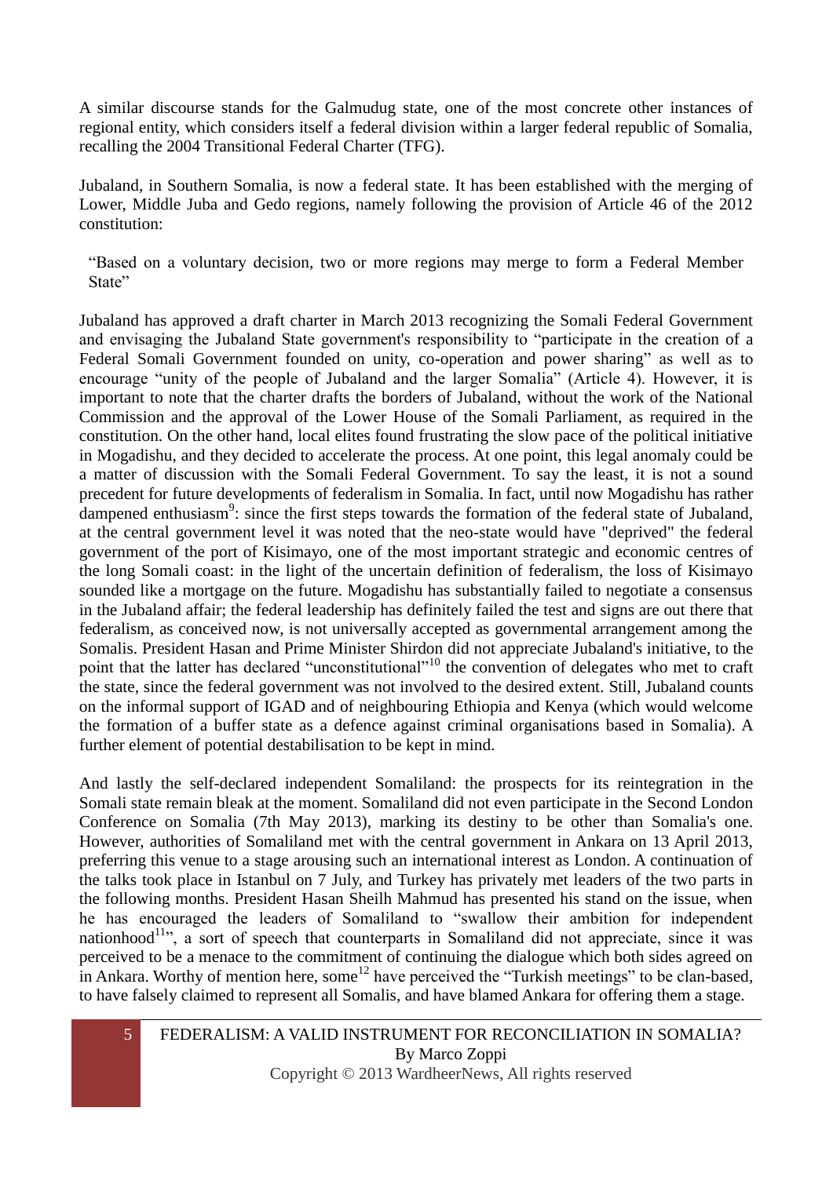A similar discourse stands for the Galmudug state, one of the most concrete other instances of regional entity, which considers itself a federal division within a larger federal republic of Somalia, recalling the 2004 Transitional Federal Charter (TFG).

Jubaland, in Southern Somalia, is now a federal state. It has been established with the merging of Lower, Middle Juba and Gedo regions, namely following the provision of Article 46 of the 2012 constitution:

> "Based on a voluntary decision, two or more regions may merge to form a Federal Member State"

Jubaland has approved a draft charter in March 2013 recognizing the Somali Federal Government and envisaging the Jubaland State government's responsibility to "participate in the creation of a Federal Somali Government founded on unity, co-operation and power sharing" as well as to encourage "unity of the people of Jubaland and the larger Somalia" (Article 4). However, it is important to note that the charter drafts the borders of Jubaland, without the work of the National Commission and the approval of the Lower House of the Somali Parliament, as required in the constitution. On the other hand, local elites found frustrating the slow pace of the political initiative in Mogadishu, and they decided to accelerate the process. At one point, this legal anomaly could be a matter of discussion with the Somali Federal Government. To say the least, it is not a sound precedent for future developments of federalism in Somalia. In fact, until now Mogadishu has rather dampened enthusiasm[9]: since the first steps towards the formation of the federal state of Jubaland, at the central government level it was noted that the neo-state would have "deprived" the federal government of the port of Kisimayo, one of the most important strategic and economic centres of the long Somali coast: in the light of the uncertain definition of federalism, the loss of Kisimayo sounded like a mortgage on the future. Mogadishu has substantially failed to negotiate a consensus in the Jubaland affair; the federal leadership has definitely failed the test and signs are out there that federalism, as conceived now, is not universally accepted as governmental arrangement among the Somalis. President Hasan and Prime Minister Shirdon did not appreciate Jubaland's initiative, to the point that the latter has declared "unconstitutional"[10] the convention of delegates who met to craft the state, since the federal government was not involved to the desired extent. Still, Jubaland counts on the informal support of IGAD and of neighbouring Ethiopia and Kenya (which would welcome the formation of a buffer state as a defence against criminal organisations based in Somalia). A further element of potential destabilisation to be kept in mind.

And lastly the self-declared independent Somaliland: the prospects for its reintegration in the Somali state remain bleak at the moment. Somaliland did not even participate in the Second London Conference on Somalia (7th May 2013), marking its destiny to be other than Somalia's one. However, authorities of Somaliland met with the central government in Ankara on 13 April 2013, preferring this venue to a stage arousing such an international interest as London. A continuation of the talks took place in Istanbul on 7 July, and Turkey has privately met leaders of the two parts in the following months. President Hasan Sheilh Mahmud has presented his stand on the issue, when he has encouraged the leaders of Somaliland to "swallow their ambition for independent nationhood[11]", a sort of speech that counterparts in Somaliland did not appreciate, since it was perceived to be a menace to the commitment of continuing the dialogue which both sides agreed on in Ankara. Worthy of mention here, some[12] have perceived the "Turkish meetings" to be clan-based, to have falsely claimed to represent all Somalis, and have blamed Ankara for offering them a stage.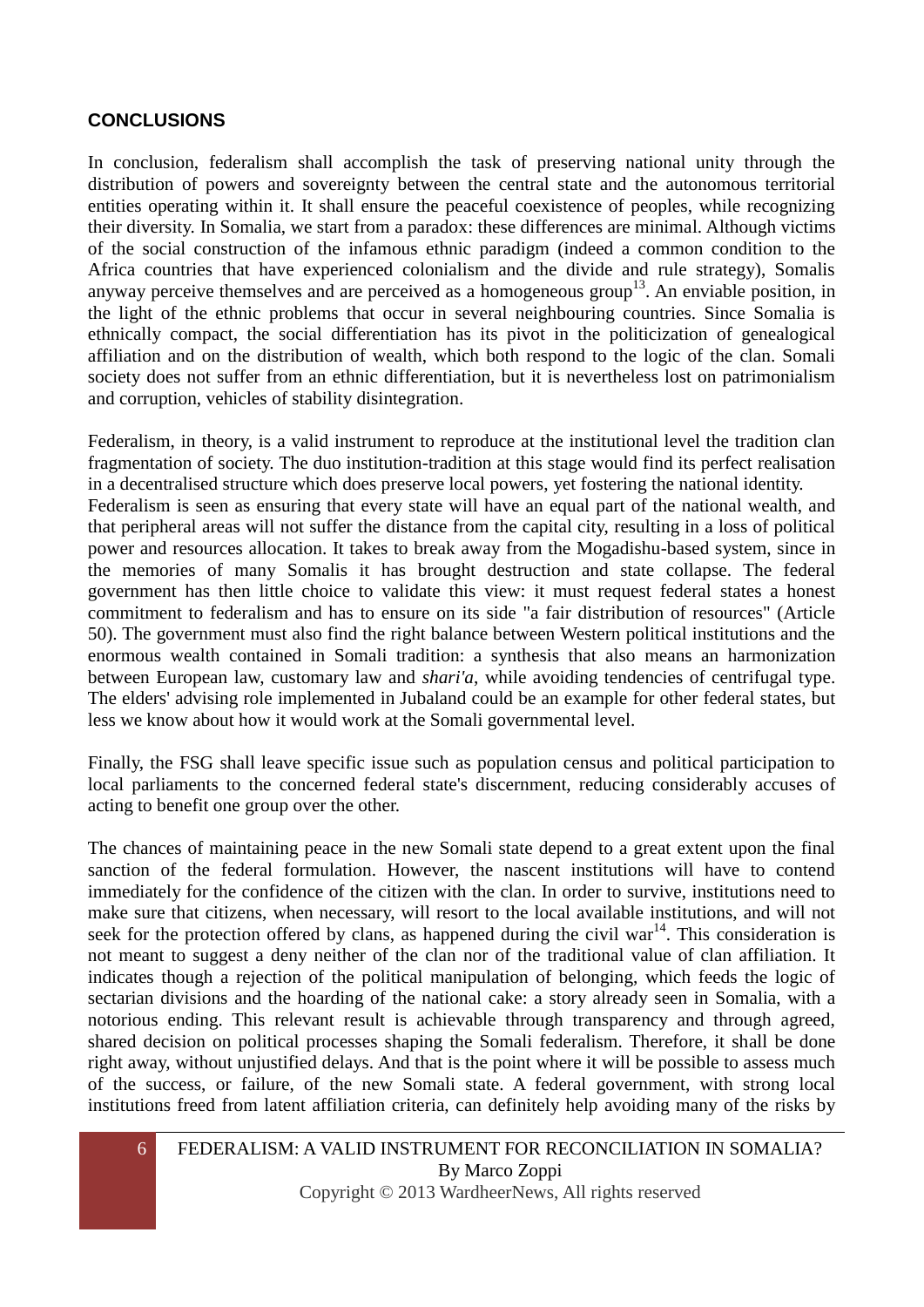## CONCLUSIONS

In conclusion, federalism shall accomplish the task of preserving national unity through the distribution of powers and sovereignty between the central state and the autonomous territorial entities operating within it. It shall ensure the peaceful coexistence of peoples, while recognizing their diversity. In Somalia, we start from a paradox: these differences are minimal. Although victims of the social construction of the infamous ethnic paradigm (indeed a common condition to the Africa countries that have experienced colonialism and the divide and rule strategy), Somalis anyway perceive themselves and are perceived as a homogeneous group[13]. An enviable position, in the light of the ethnic problems that occur in several neighbouring countries. Since Somalia is ethnically compact, the social differentiation has its pivot in the politicization of genealogical affiliation and on the distribution of wealth, which both respond to the logic of the clan. Somali society does not suffer from an ethnic differentiation, but it is nevertheless lost on patrimonialism and corruption, vehicles of stability disintegration.

Federalism, in theory, is a valid instrument to reproduce at the institutional level the tradition clan fragmentation of society. The duo institution-tradition at this stage would find its perfect realisation in a decentralised structure which does preserve local powers, yet fostering the national identity.
Federalism is seen as ensuring that every state will have an equal part of the national wealth, and that peripheral areas will not suffer the distance from the capital city, resulting in a loss of political power and resources allocation. It takes to break away from the Mogadishu-based system, since in the memories of many Somalis it has brought destruction and state collapse. The federal government has then little choice to validate this view: it must request federal states a honest commitment to federalism and has to ensure on its side "a fair distribution of resources" (Article 50). The government must also find the right balance between Western political institutions and the enormous wealth contained in Somali tradition: a synthesis that also means an harmonization between European law, customary law and *shari'a*, while avoiding tendencies of centrifugal type. The elders' advising role implemented in Jubaland could be an example for other federal states, but less we know about how it would work at the Somali governmental level.

Finally, the FSG shall leave specific issue such as population census and political participation to local parliaments to the concerned federal state's discernment, reducing considerably accuses of acting to benefit one group over the other.

The chances of maintaining peace in the new Somali state depend to a great extent upon the final sanction of the federal formulation. However, the nascent institutions will have to contend immediately for the confidence of the citizen with the clan. In order to survive, institutions need to make sure that citizens, when necessary, will resort to the local available institutions, and will not seek for the protection offered by clans, as happened during the civil war[14]. This consideration is not meant to suggest a deny neither of the clan nor of the traditional value of clan affiliation. It indicates though a rejection of the political manipulation of belonging, which feeds the logic of sectarian divisions and the hoarding of the national cake: a story already seen in Somalia, with a notorious ending. This relevant result is achievable through transparency and through agreed, shared decision on political processes shaping the Somali federalism. Therefore, it shall be done right away, without unjustified delays. And that is the point where it will be possible to assess much of the success, or failure, of the new Somali state. A federal government, with strong local institutions freed from latent affiliation criteria, can definitely help avoiding many of the risks by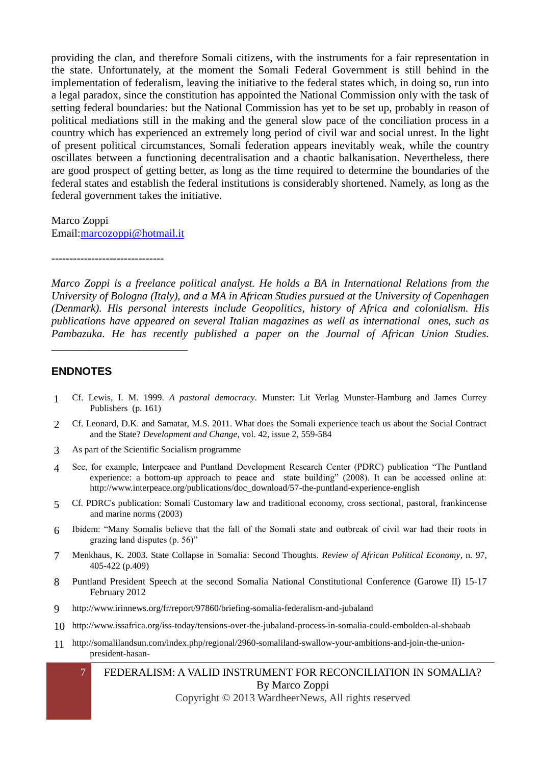providing the clan, and therefore Somali citizens, with the instruments for a fair representation in the state. Unfortunately, at the moment the Somali Federal Government is still behind in the implementation of federalism, leaving the initiative to the federal states which, in doing so, run into a legal paradox, since the constitution has appointed the National Commission only with the task of setting federal boundaries: but the National Commission has yet to be set up, probably in reason of political mediations still in the making and the general slow pace of the conciliation process in a country which has experienced an extremely long period of civil war and social unrest. In the light of present political circumstances, Somali federation appears inevitably weak, while the country oscillates between a functioning decentralisation and a chaotic balkanisation. Nevertheless, there are good prospect of getting better, as long as the time required to determine the boundaries of the federal states and establish the federal institutions is considerably shortened. Namely, as long as the federal government takes the initiative.

Marco Zoppi
Email:marcozoppi@hotmail.it

-------------------------------

*Marco Zoppi is a freelance political analyst. He holds a BA in International Relations from the University of Bologna (Italy), and a MA in African Studies pursued at the University of Copenhagen (Denmark). His personal interests include Geopolitics, history of Africa and colonialism. His publications have appeared on several Italian magazines as well as international ones, such as Pambazuka. He has recently published a paper on the Journal of African Union Studies.*

___________________________

## ENDNOTES

1. Cf. Lewis, I. M. 1999. *A pastoral democracy*. Munster: Lit Verlag Munster-Hamburg and James Currey Publishers (p. 161)
2. Cf. Leonard, D.K. and Samatar, M.S. 2011. What does the Somali experience teach us about the Social Contract and the State? *Development and Change*, vol. 42, issue 2, 559-584
3. As part of the Scientific Socialism programme
4. See, for example, Interpeace and Puntland Development Research Center (PDRC) publication "The Puntland experience: a bottom-up approach to peace and state building" (2008). It can be accessed online at: http://www.interpeace.org/publications/doc_download/57-the-puntland-experience-english
5. Cf. PDRC's publication: Somali Customary law and traditional economy, cross sectional, pastoral, frankincense and marine norms (2003)
6. Ibidem: "Many Somalis believe that the fall of the Somali state and outbreak of civil war had their roots in grazing land disputes (p. 56)"
7. Menkhaus, K. 2003. State Collapse in Somalia: Second Thoughts. *Review of African Political Economy*, n. 97, 405-422 (p.409)
8. Puntland President Speech at the second Somalia National Constitutional Conference (Garowe II) 15-17 February 2012
9. http://www.irinnews.org/fr/report/97860/briefing-somalia-federalism-and-jubaland
10. http://www.issafrica.org/iss-today/tensions-over-the-jubaland-process-in-somalia-could-embolden-al-shabaab
11. http://somalilandsun.com/index.php/regional/2960-somaliland-swallow-your-ambitions-and-join-the-union-president-hasan-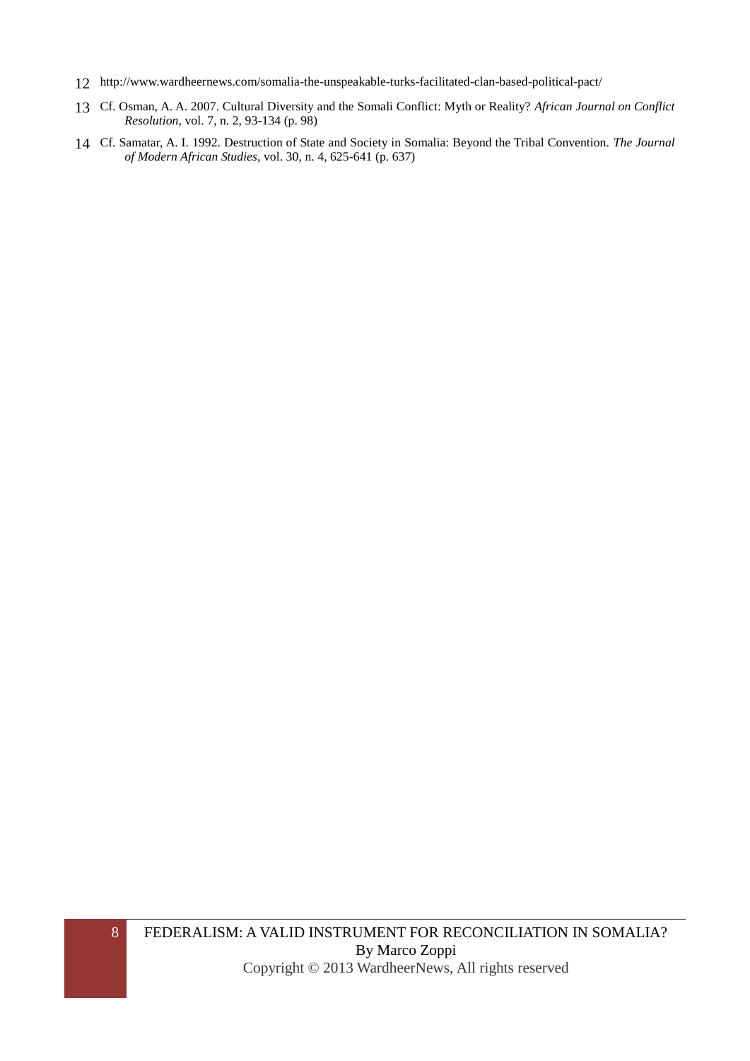12 http://www.wardheernews.com/somalia-the-unspeakable-turks-facilitated-clan-based-political-pact/

13 Cf. Osman, A. A. 2007. Cultural Diversity and the Somali Conflict: Myth or Reality? *African Journal on Conflict Resolution*, vol. 7, n. 2, 93-134 (p. 98)

14 Cf. Samatar, A. I. 1992. Destruction of State and Society in Somalia: Beyond the Tribal Convention. *The Journal of Modern African Studies*, vol. 30, n. 4, 625-641 (p. 637)